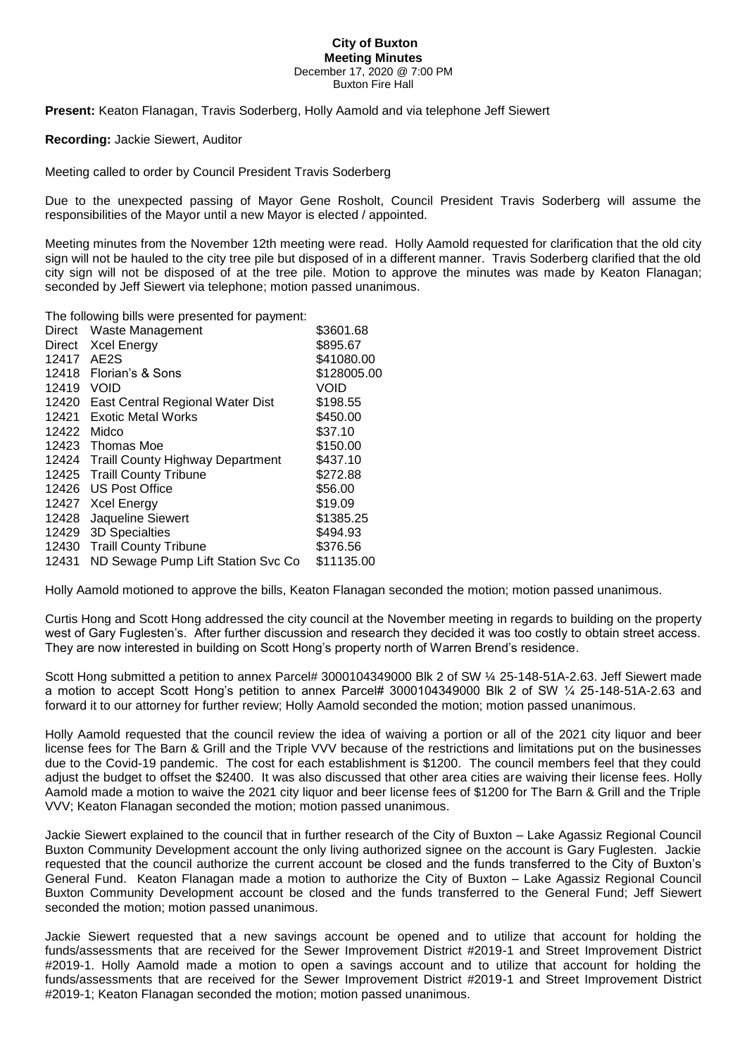**City of Buxton**
**Meeting Minutes**
December 17, 2020 @ 7:00 PM
Buxton Fire Hall

**Present:** Keaton Flanagan, Travis Soderberg, Holly Aamold and via telephone Jeff Siewert

**Recording:** Jackie Siewert, Auditor

Meeting called to order by Council President Travis Soderberg

Due to the unexpected passing of Mayor Gene Rosholt, Council President Travis Soderberg will assume the responsibilities of the Mayor until a new Mayor is elected / appointed.

Meeting minutes from the November 12th meeting were read. Holly Aamold requested for clarification that the old city sign will not be hauled to the city tree pile but disposed of in a different manner. Travis Soderberg clarified that the old city sign will not be disposed of at the tree pile. Motion to approve the minutes was made by Keaton Flanagan; seconded by Jeff Siewert via telephone; motion passed unanimous.

The following bills were presented for payment:

| | | |
|---|---|---|
| Direct | Waste Management | \$3601.68 |
| Direct | Xcel Energy | \$895.67 |
| 12417 | AE2S | \$41080.00 |
| 12418 | Florian's & Sons | \$128005.00 |
| 12419 | VOID | VOID |
| 12420 | East Central Regional Water Dist | \$198.55 |
| 12421 | Exotic Metal Works | \$450.00 |
| 12422 | Midco | \$37.10 |
| 12423 | Thomas Moe | \$150.00 |
| 12424 | Traill County Highway Department | \$437.10 |
| 12425 | Traill County Tribune | \$272.88 |
| 12426 | US Post Office | \$56.00 |
| 12427 | Xcel Energy | \$19.09 |
| 12428 | Jaqueline Siewert | \$1385.25 |
| 12429 | 3D Specialties | \$494.93 |
| 12430 | Traill County Tribune | \$376.56 |
| 12431 | ND Sewage Pump Lift Station Svc Co | \$11135.00 |

Holly Aamold motioned to approve the bills, Keaton Flanagan seconded the motion; motion passed unanimous.

Curtis Hong and Scott Hong addressed the city council at the November meeting in regards to building on the property west of Gary Fuglesten's. After further discussion and research they decided it was too costly to obtain street access. They are now interested in building on Scott Hong's property north of Warren Brend's residence.

Scott Hong submitted a petition to annex Parcel# 3000104349000 Blk 2 of SW ¼ 25-148-51A-2.63. Jeff Siewert made a motion to accept Scott Hong's petition to annex Parcel# 3000104349000 Blk 2 of SW ¼ 25-148-51A-2.63 and forward it to our attorney for further review; Holly Aamold seconded the motion; motion passed unanimous.

Holly Aamold requested that the council review the idea of waiving a portion or all of the 2021 city liquor and beer license fees for The Barn & Grill and the Triple VVV because of the restrictions and limitations put on the businesses due to the Covid-19 pandemic. The cost for each establishment is \$1200. The council members feel that they could adjust the budget to offset the \$2400. It was also discussed that other area cities are waiving their license fees. Holly Aamold made a motion to waive the 2021 city liquor and beer license fees of \$1200 for The Barn & Grill and the Triple VVV; Keaton Flanagan seconded the motion; motion passed unanimous.

Jackie Siewert explained to the council that in further research of the City of Buxton – Lake Agassiz Regional Council Buxton Community Development account the only living authorized signee on the account is Gary Fuglesten. Jackie requested that the council authorize the current account be closed and the funds transferred to the City of Buxton's General Fund. Keaton Flanagan made a motion to authorize the City of Buxton – Lake Agassiz Regional Council Buxton Community Development account be closed and the funds transferred to the General Fund; Jeff Siewert seconded the motion; motion passed unanimous.

Jackie Siewert requested that a new savings account be opened and to utilize that account for holding the funds/assessments that are received for the Sewer Improvement District #2019-1 and Street Improvement District #2019-1. Holly Aamold made a motion to open a savings account and to utilize that account for holding the funds/assessments that are received for the Sewer Improvement District #2019-1 and Street Improvement District #2019-1; Keaton Flanagan seconded the motion; motion passed unanimous.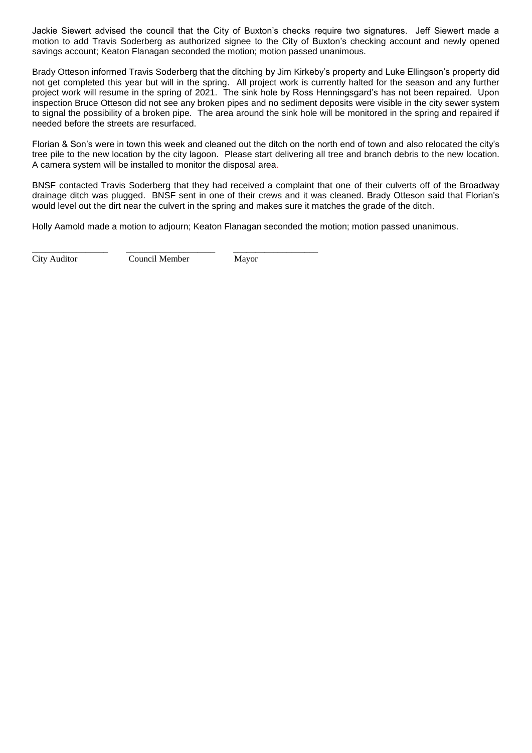Jackie Siewert advised the council that the City of Buxton's checks require two signatures. Jeff Siewert made a motion to add Travis Soderberg as authorized signee to the City of Buxton's checking account and newly opened savings account; Keaton Flanagan seconded the motion; motion passed unanimous.

Brady Otteson informed Travis Soderberg that the ditching by Jim Kirkeby's property and Luke Ellingson's property did not get completed this year but will in the spring. All project work is currently halted for the season and any further project work will resume in the spring of 2021. The sink hole by Ross Henningsgard's has not been repaired. Upon inspection Bruce Otteson did not see any broken pipes and no sediment deposits were visible in the city sewer system to signal the possibility of a broken pipe. The area around the sink hole will be monitored in the spring and repaired if needed before the streets are resurfaced.

Florian & Son's were in town this week and cleaned out the ditch on the north end of town and also relocated the city's tree pile to the new location by the city lagoon. Please start delivering all tree and branch debris to the new location. A camera system will be installed to monitor the disposal area.

BNSF contacted Travis Soderberg that they had received a complaint that one of their culverts off of the Broadway drainage ditch was plugged. BNSF sent in one of their crews and it was cleaned. Brady Otteson said that Florian's would level out the dirt near the culvert in the spring and makes sure it matches the grade of the ditch.

Holly Aamold made a motion to adjourn; Keaton Flanagan seconded the motion; motion passed unanimous.

________________ ___________________ __________________

City Auditor Council Member Mayor